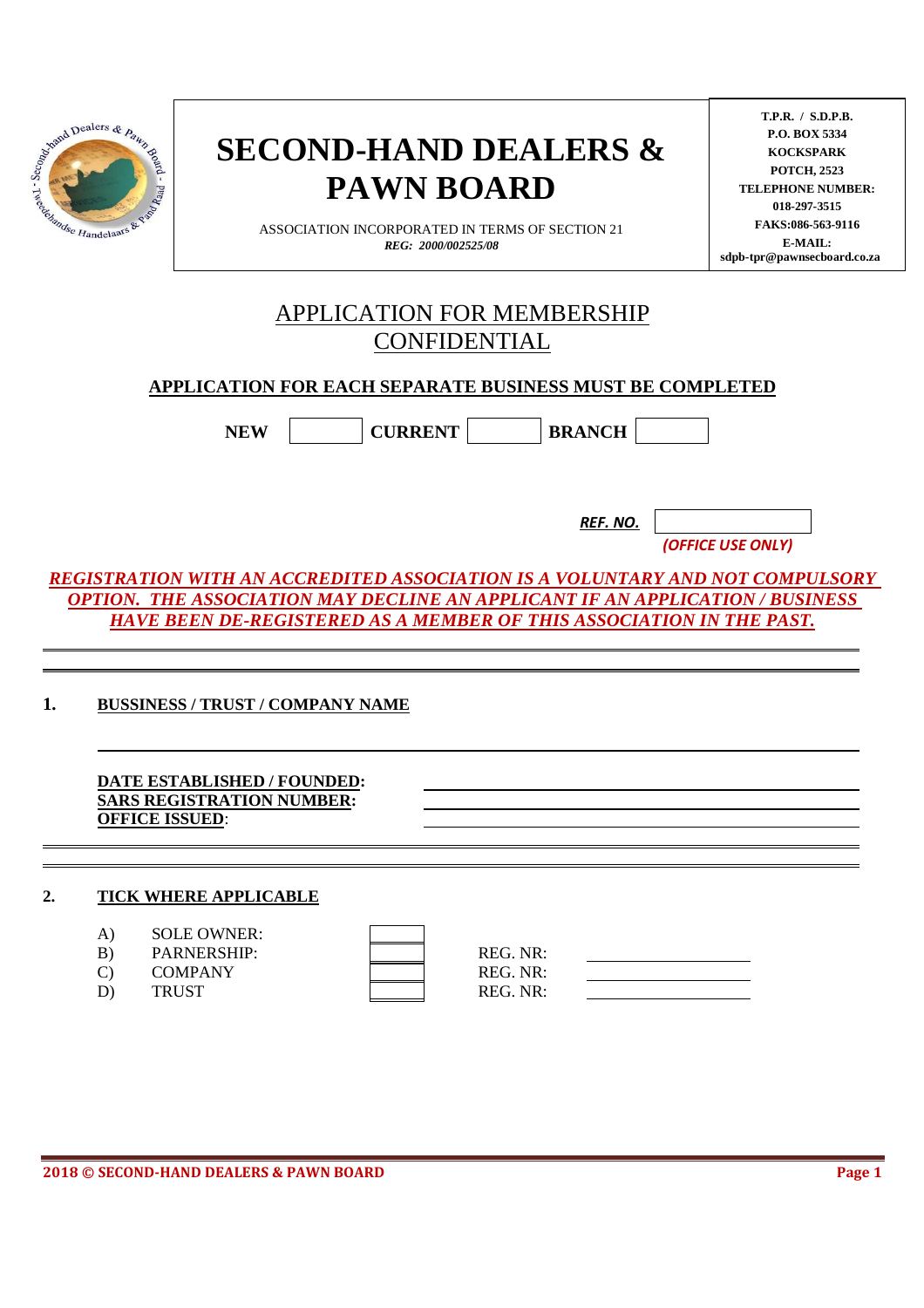# SECOND-HAND DEALERS & PAWN BOARD

ASSOCIATION INCORPORATED IN TERMS OF SECTION 21
*REG: 2000/002525/08*

**T.P.R. / S.D.P.B.**
**P.O. BOX 5334**
**KOCKSPARK**
**POTCH, 2523**
**TELEPHONE NUMBER:**
**018-297-3515**
**FAKS:086-563-9116**
**E-MAIL:**
**sdpb-tpr@pawnsecboard.co.za**

## APPLICATION FOR MEMBERSHIP
## CONFIDENTIAL

**APPLICATION FOR EACH SEPARATE BUSINESS MUST BE COMPLETED**

**NEW** [ ] **CURRENT** [ ] **BRANCH** [ ]

***REF. NO.*** ____________
***(OFFICE USE ONLY)***

***REGISTRATION WITH AN ACCREDITED ASSOCIATION IS A VOLUNTARY AND NOT COMPULSORY OPTION. THE ASSOCIATION MAY DECLINE AN APPLICANT IF AN APPLICATION / BUSINESS HAVE BEEN DE-REGISTERED AS A MEMBER OF THIS ASSOCIATION IN THE PAST.***

---

**1. BUSSINESS / TRUST / COMPANY NAME**

______________________________________________

**DATE ESTABLISHED / FOUNDED:** ______________________
**SARS REGISTRATION NUMBER:** ______________________
**OFFICE ISSUED:** ______________________

---

**2. TICK WHERE APPLICABLE**

| | | | | |
|---|---|---|---|---|
| A) | SOLE OWNER: | [ ] | | |
| B) | PARNERSHIP: | [ ] | REG. NR: | __________ |
| C) | COMPANY | [ ] | REG. NR: | __________ |
| D) | TRUST | [ ] | REG. NR: | __________ |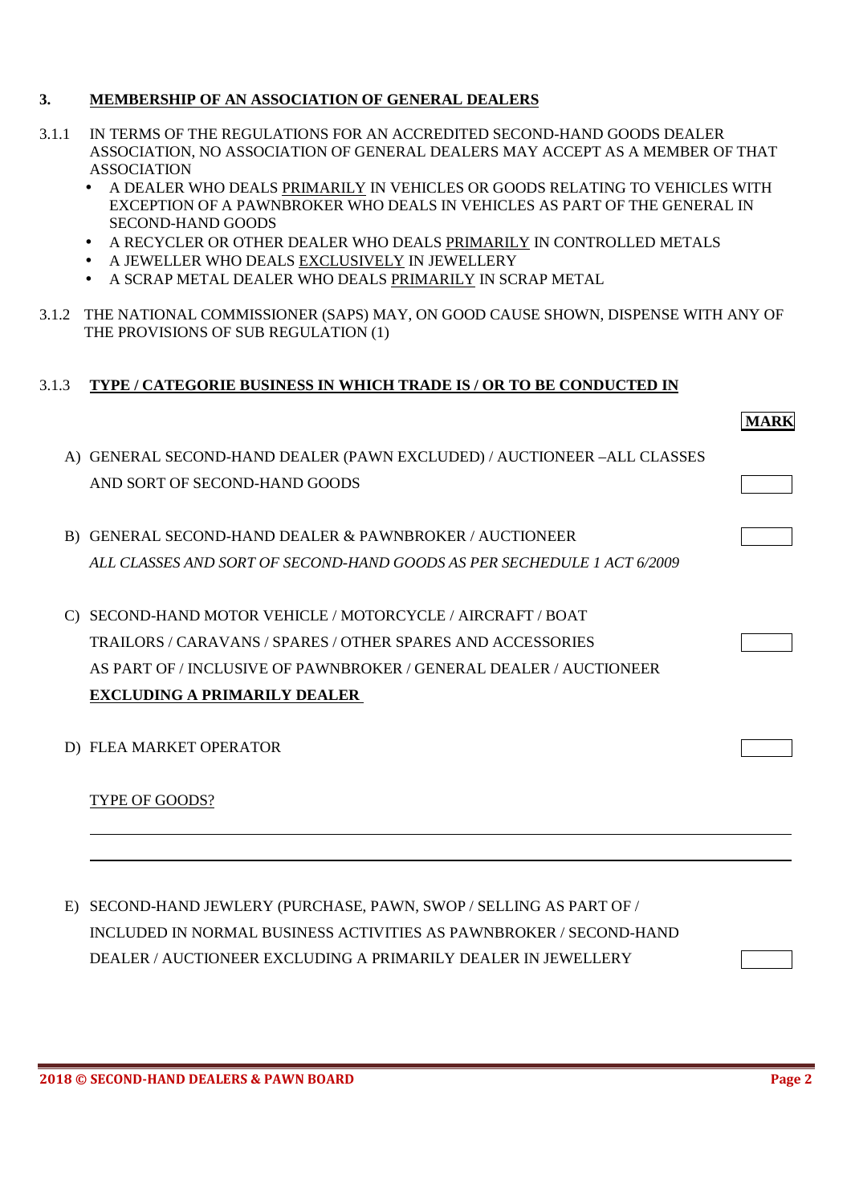## 3. <u>MEMBERSHIP OF AN ASSOCIATION OF GENERAL DEALERS</u>

3.1.1 IN TERMS OF THE REGULATIONS FOR AN ACCREDITED SECOND-HAND GOODS DEALER ASSOCIATION, NO ASSOCIATION OF GENERAL DEALERS MAY ACCEPT AS A MEMBER OF THAT ASSOCIATION

- A DEALER WHO DEALS <u>PRIMARILY</u> IN VEHICLES OR GOODS RELATING TO VEHICLES WITH EXCEPTION OF A PAWNBROKER WHO DEALS IN VEHICLES AS PART OF THE GENERAL IN SECOND-HAND GOODS
- A RECYCLER OR OTHER DEALER WHO DEALS <u>PRIMARILY</u> IN CONTROLLED METALS
- A JEWELLER WHO DEALS <u>EXCLUSIVELY</u> IN JEWELLERY
- A SCRAP METAL DEALER WHO DEALS <u>PRIMARILY</u> IN SCRAP METAL

3.1.2 THE NATIONAL COMMISSIONER (SAPS) MAY, ON GOOD CAUSE SHOWN, DISPENSE WITH ANY OF THE PROVISIONS OF SUB REGULATION (1)

3.1.3 **<u>TYPE / CATEGORIE BUSINESS IN WHICH TRADE IS / OR TO BE CONDUCTED IN</u>**

| | MARK |
|---|---|
| A) GENERAL SECOND-HAND DEALER (PAWN EXCLUDED) / AUCTIONEER –ALL CLASSES AND SORT OF SECOND-HAND GOODS | |
| B) GENERAL SECOND-HAND DEALER & PAWNBROKER / AUCTIONEER *ALL CLASSES AND SORT OF SECOND-HAND GOODS AS PER SECHEDULE 1 ACT 6/2009* | |
| C) SECOND-HAND MOTOR VEHICLE / MOTORCYCLE / AIRCRAFT / BOAT TRAILORS / CARAVANS / SPARES / OTHER SPARES AND ACCESSORIES AS PART OF / INCLUSIVE OF PAWNBROKER / GENERAL DEALER / AUCTIONEER **<u>EXCLUDING A PRIMARILY DEALER</u>** | |
| D) FLEA MARKET OPERATOR | |
| E) SECOND-HAND JEWLERY (PURCHASE, PAWN, SWOP / SELLING AS PART OF / INCLUDED IN NORMAL BUSINESS ACTIVITIES AS PAWNBROKER / SECOND-HAND DEALER / AUCTIONEER EXCLUDING A PRIMARILY DEALER IN JEWELLERY | |

<u>TYPE OF GOODS?</u>

______________________________________________________________________

______________________________________________________________________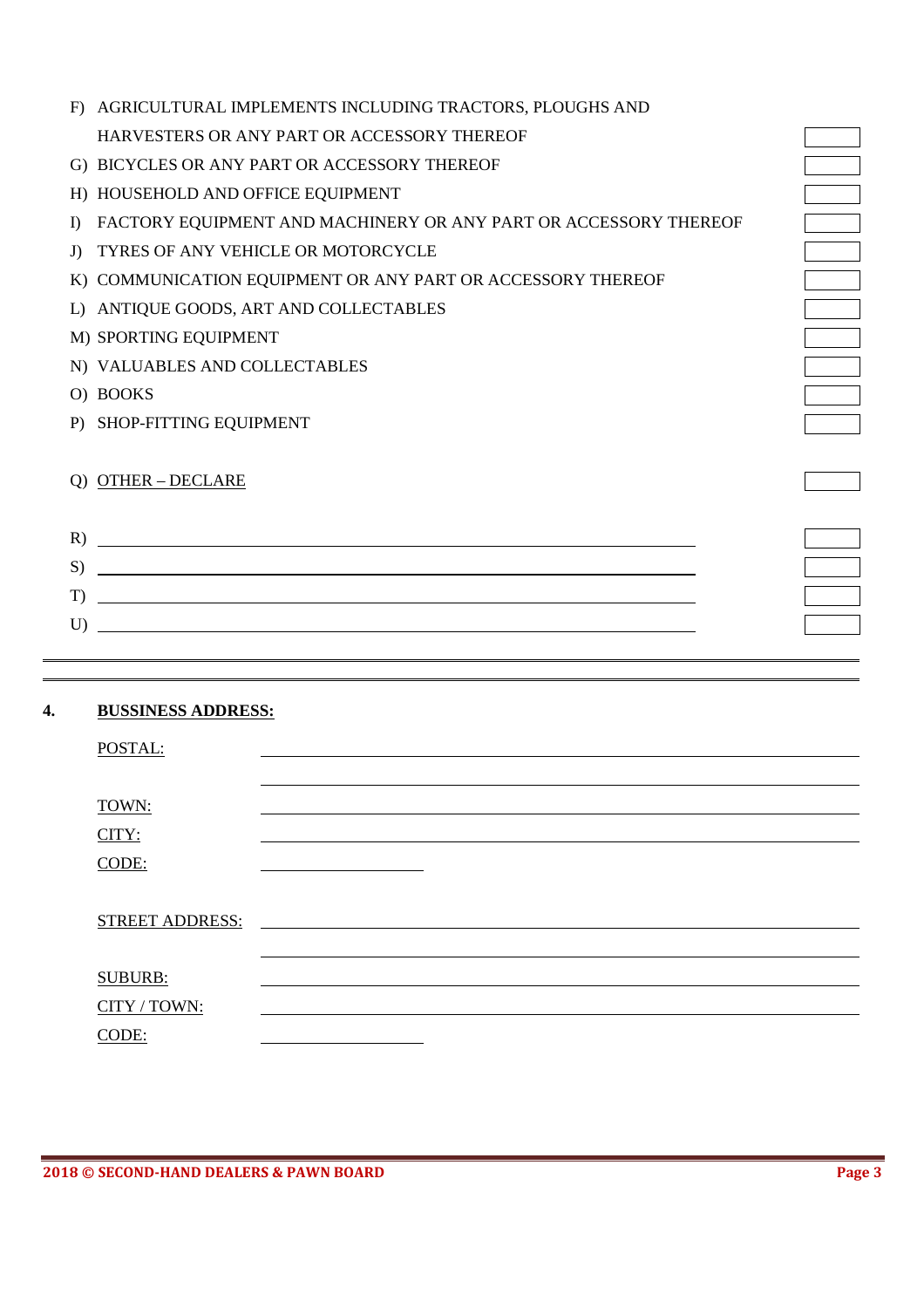F) AGRICULTURAL IMPLEMENTS INCLUDING TRACTORS, PLOUGHS AND HARVESTERS OR ANY PART OR ACCESSORY THEREOF ☐

G) BICYCLES OR ANY PART OR ACCESSORY THEREOF ☐

H) HOUSEHOLD AND OFFICE EQUIPMENT ☐

I) FACTORY EQUIPMENT AND MACHINERY OR ANY PART OR ACCESSORY THEREOF ☐

J) TYRES OF ANY VEHICLE OR MOTORCYCLE ☐

K) COMMUNICATION EQUIPMENT OR ANY PART OR ACCESSORY THEREOF ☐

L) ANTIQUE GOODS, ART AND COLLECTABLES ☐

M) SPORTING EQUIPMENT ☐

N) VALUABLES AND COLLECTABLES ☐

O) BOOKS ☐

P) SHOP-FITTING EQUIPMENT ☐

Q) OTHER – DECLARE ☐

R) ______________________________ ☐

S) ______________________________ ☐

T) ______________________________ ☐

U) ______________________________ ☐

---

## 4. BUSSINESS ADDRESS:

POSTAL: ______________________________

______________________________

TOWN: ______________________________

CITY: ______________________________

CODE: ____________

STREET ADDRESS: ______________________________

______________________________

SUBURB: ______________________________

CITY / TOWN: ______________________________

CODE: ____________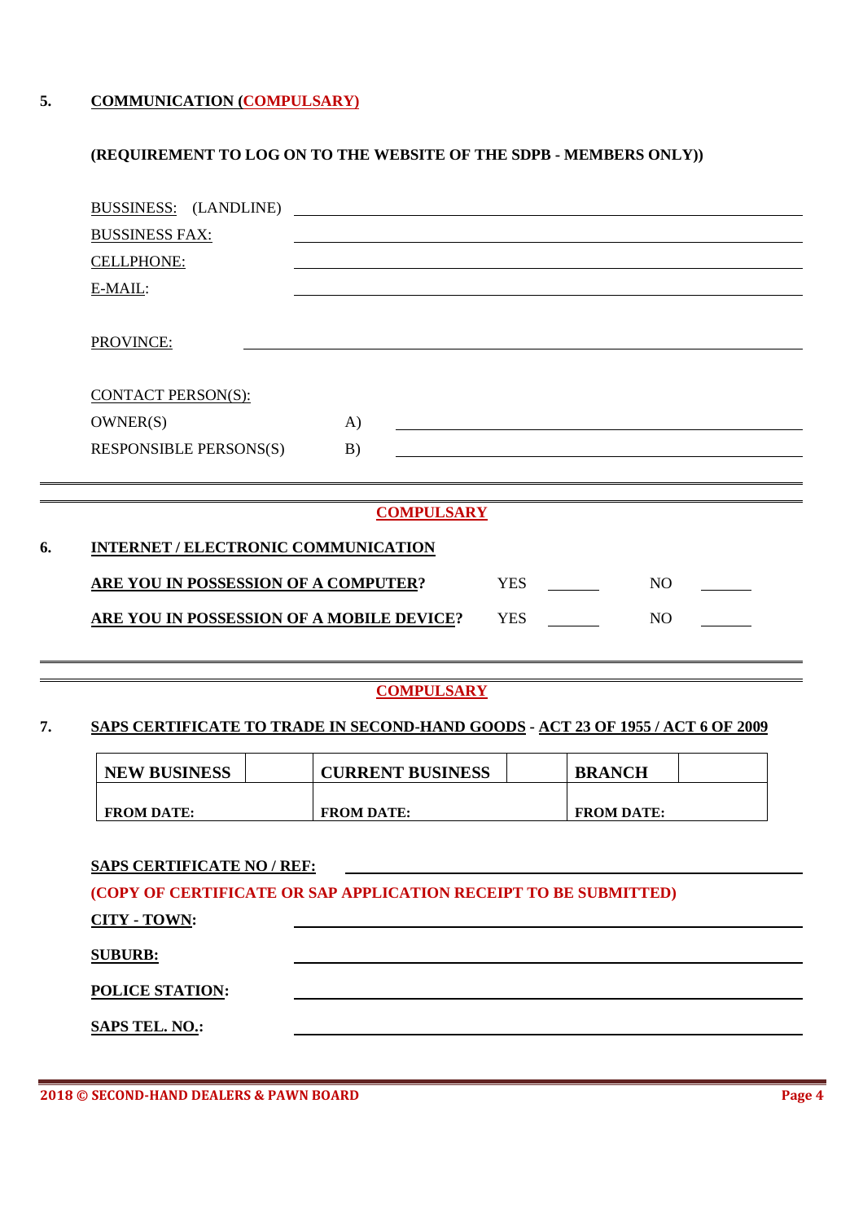## 5. COMMUNICATION (COMPULSARY)

**(REQUIREMENT TO LOG ON TO THE WEBSITE OF THE SDPB - MEMBERS ONLY))**

BUSSINESS: (LANDLINE) ______________________________

BUSSINESS FAX: ______________________________

CELLPHONE: ______________________________

E-MAIL: ______________________________

PROVINCE: ______________________________

CONTACT PERSON(S):

OWNER(S) A) ______________________________

RESPONSIBLE PERSONS(S) B) ______________________________

---

**COMPULSARY**

## 6. INTERNET / ELECTRONIC COMMUNICATION

**ARE YOU IN POSSESSION OF A COMPUTER?** YES ______ NO ______

**ARE YOU IN POSSESSION OF A MOBILE DEVICE?** YES ______ NO ______

---

**COMPULSARY**

## 7. SAPS CERTIFICATE TO TRADE IN SECOND-HAND GOODS - ACT 23 OF 1955 / ACT 6 OF 2009

| NEW BUSINESS | | CURRENT BUSINESS | | BRANCH | |
|---|---|---|---|---|---|
| FROM DATE: | | FROM DATE: | | FROM DATE: | |

**SAPS CERTIFICATE NO / REF:** ______________________________

**(COPY OF CERTIFICATE OR SAP APPLICATION RECEIPT TO BE SUBMITTED)**

**CITY - TOWN:** ______________________________

**SUBURB:** ______________________________

**POLICE STATION:** ______________________________

**SAPS TEL. NO.:** ______________________________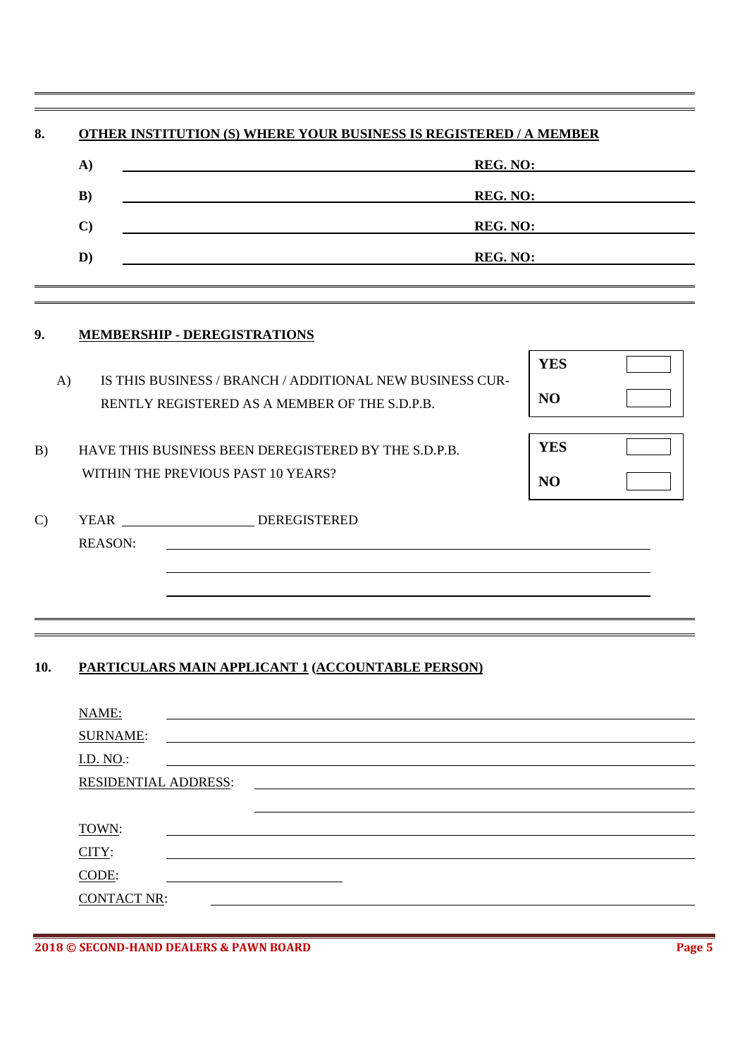## 8. OTHER INSTITUTION (S) WHERE YOUR BUSINESS IS REGISTERED / A MEMBER

**A)** ______________________________ **REG. NO:** ____________________

**B)** ______________________________ **REG. NO:** ____________________

**C)** ______________________________ **REG. NO:** ____________________

**D)** ______________________________ **REG. NO:** ____________________

## 9. MEMBERSHIP - DEREGISTRATIONS

A) IS THIS BUSINESS / BRANCH / ADDITIONAL NEW BUSINESS CURRENTLY REGISTERED AS A MEMBER OF THE S.D.P.B.

| | |
|---|---|
| **YES** | ☐ |
| **NO** | ☐ |

B) HAVE THIS BUSINESS BEEN DEREGISTERED BY THE S.D.P.B. WITHIN THE PREVIOUS PAST 10 YEARS?

| | |
|---|---|
| **YES** | ☐ |
| **NO** | ☐ |

C) YEAR ____________________ DEREGISTERED

REASON: ______________________________________________________

______________________________________________________

______________________________________________________

## 10. PARTICULARS MAIN APPLICANT 1 (ACCOUNTABLE PERSON)

NAME: ______________________________________________________

SURNAME: ______________________________________________________

I.D. NO.: ______________________________________________________

RESIDENTIAL ADDRESS: ______________________________________________

______________________________________________

TOWN: ______________________________________________________

CITY: ______________________________________________________

CODE: ____________________

CONTACT NR: ______________________________________________________

2018 © SECOND-HAND DEALERS & PAWN BOARD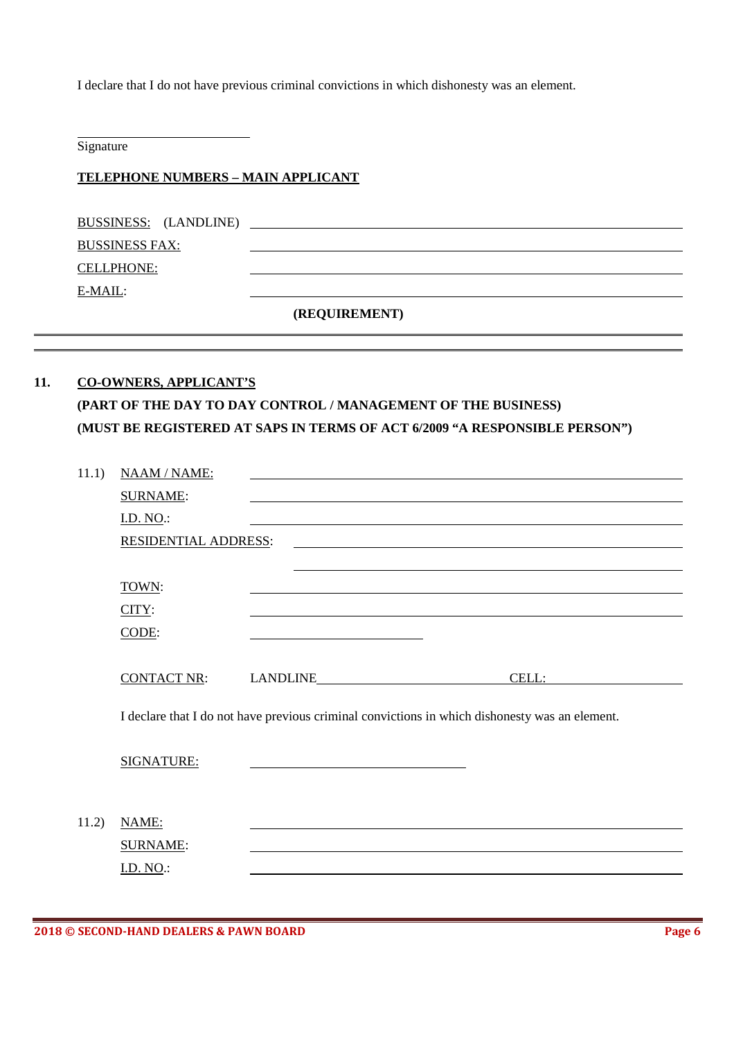I declare that I do not have previous criminal convictions in which dishonesty was an element.

\_\_\_\_\_\_\_\_\_\_\_\_\_\_\_\_\_\_\_\_\_\_\_\_\_\_
Signature

**TELEPHONE NUMBERS – MAIN APPLICANT**

BUSSINESS: (LANDLINE) \_\_\_\_\_\_\_\_\_\_\_\_\_\_\_\_\_\_\_\_\_\_\_\_\_\_\_\_\_\_\_\_\_\_\_\_\_\_\_\_\_\_\_\_

BUSSINESS FAX: \_\_\_\_\_\_\_\_\_\_\_\_\_\_\_\_\_\_\_\_\_\_\_\_\_\_\_\_\_\_\_\_\_\_\_\_\_\_\_\_\_\_\_\_

CELLPHONE: \_\_\_\_\_\_\_\_\_\_\_\_\_\_\_\_\_\_\_\_\_\_\_\_\_\_\_\_\_\_\_\_\_\_\_\_\_\_\_\_\_\_\_\_

E-MAIL: \_\_\_\_\_\_\_\_\_\_\_\_\_\_\_\_\_\_\_\_\_\_\_\_\_\_\_\_\_\_\_\_\_\_\_\_\_\_\_\_\_\_\_\_

**(REQUIREMENT)**

---

## 11. CO-OWNERS, APPLICANT'S

**(PART OF THE DAY TO DAY CONTROL / MANAGEMENT OF THE BUSINESS)**
**(MUST BE REGISTERED AT SAPS IN TERMS OF ACT 6/2009 "A RESPONSIBLE PERSON")**

11.1) NAAM / NAME: \_\_\_\_\_\_\_\_\_\_\_\_\_\_\_\_\_\_\_\_\_\_\_\_\_\_\_\_\_\_\_\_\_\_\_\_\_\_\_\_

SURNAME: \_\_\_\_\_\_\_\_\_\_\_\_\_\_\_\_\_\_\_\_\_\_\_\_\_\_\_\_\_\_\_\_\_\_\_\_\_\_\_\_

I.D. NO.: \_\_\_\_\_\_\_\_\_\_\_\_\_\_\_\_\_\_\_\_\_\_\_\_\_\_\_\_\_\_\_\_\_\_\_\_\_\_\_\_

RESIDENTIAL ADDRESS: \_\_\_\_\_\_\_\_\_\_\_\_\_\_\_\_\_\_\_\_\_\_\_\_\_\_\_\_\_\_\_\_\_\_\_\_
\_\_\_\_\_\_\_\_\_\_\_\_\_\_\_\_\_\_\_\_\_\_\_\_\_\_\_\_\_\_\_\_\_\_\_\_

TOWN: \_\_\_\_\_\_\_\_\_\_\_\_\_\_\_\_\_\_\_\_\_\_\_\_\_\_\_\_\_\_\_\_\_\_\_\_\_\_\_\_

CITY: \_\_\_\_\_\_\_\_\_\_\_\_\_\_\_\_\_\_\_\_\_\_\_\_\_\_\_\_\_\_\_\_\_\_\_\_\_\_\_\_

CODE: \_\_\_\_\_\_\_\_\_\_\_\_\_\_\_\_\_\_

CONTACT NR: LANDLINE\_\_\_\_\_\_\_\_\_\_\_\_\_\_\_\_\_\_\_\_ CELL:\_\_\_\_\_\_\_\_\_\_\_\_\_\_\_\_

I declare that I do not have previous criminal convictions in which dishonesty was an element.

SIGNATURE: \_\_\_\_\_\_\_\_\_\_\_\_\_\_\_\_\_\_\_\_\_\_\_\_

11.2) NAME: \_\_\_\_\_\_\_\_\_\_\_\_\_\_\_\_\_\_\_\_\_\_\_\_\_\_\_\_\_\_\_\_\_\_\_\_\_\_\_\_

SURNAME: \_\_\_\_\_\_\_\_\_\_\_\_\_\_\_\_\_\_\_\_\_\_\_\_\_\_\_\_\_\_\_\_\_\_\_\_\_\_\_\_

I.D. NO.: \_\_\_\_\_\_\_\_\_\_\_\_\_\_\_\_\_\_\_\_\_\_\_\_\_\_\_\_\_\_\_\_\_\_\_\_\_\_\_\_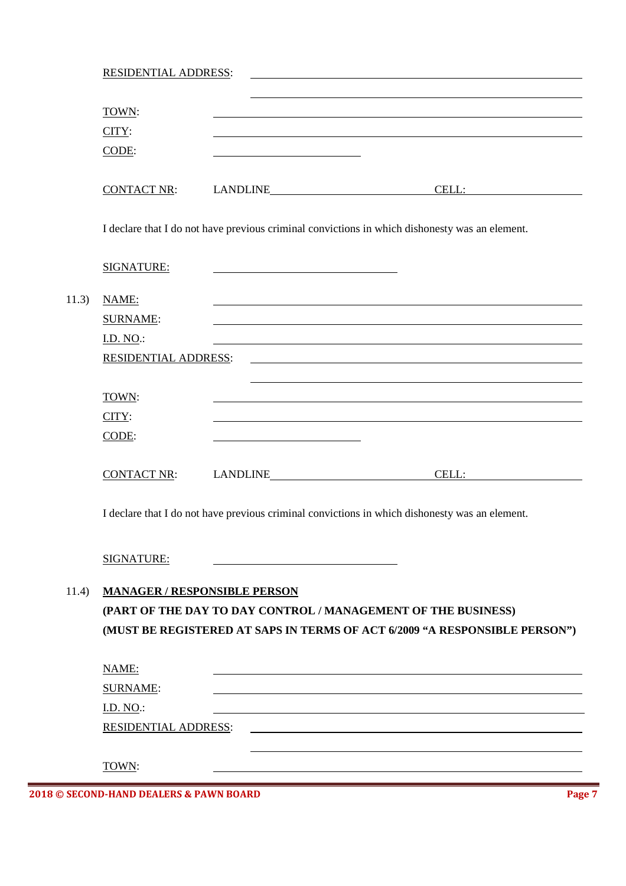RESIDENTIAL ADDRESS: ______________________________________________

______________________________________________

TOWN: ______________________________________________

CITY: ______________________________________________

CODE: ______________________

CONTACT NR: LANDLINE ______________________ CELL: ______________________

I declare that I do not have previous criminal convictions in which dishonesty was an element.

SIGNATURE: ______________________

11.3) NAME: ______________________________________________

SURNAME: ______________________________________________

I.D. NO.: ______________________________________________

RESIDENTIAL ADDRESS: ______________________________________________

______________________________________________

TOWN: ______________________________________________

CITY: ______________________________________________

CODE: ______________________

CONTACT NR: LANDLINE ______________________ CELL: ______________________

I declare that I do not have previous criminal convictions in which dishonesty was an element.

SIGNATURE: ______________________

11.4) **MANAGER / RESPONSIBLE PERSON**

**(PART OF THE DAY TO DAY CONTROL / MANAGEMENT OF THE BUSINESS)**

**(MUST BE REGISTERED AT SAPS IN TERMS OF ACT 6/2009 "A RESPONSIBLE PERSON")**

NAME: ______________________________________________

SURNAME: ______________________________________________

I.D. NO.: ______________________________________________

RESIDENTIAL ADDRESS: ______________________________________________

______________________________________________

TOWN: ______________________________________________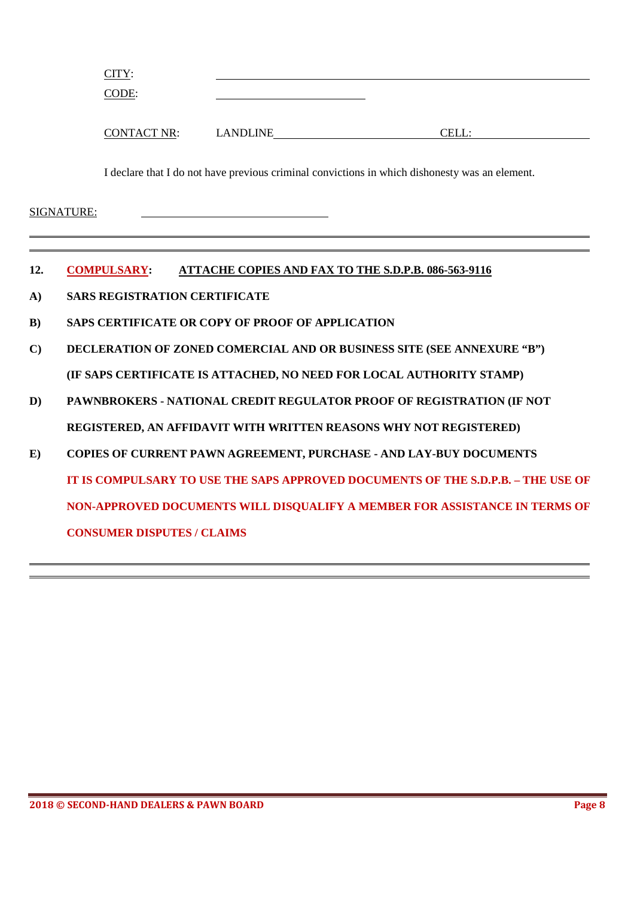CITY: ____________________________________________

CODE: ______________________

CONTACT NR: LANDLINE ______________________ CELL: ______________

I declare that I do not have previous criminal convictions in which dishonesty was an element.

SIGNATURE: ______________________________

---

**12. COMPULSARY: ATTACHE COPIES AND FAX TO THE S.D.P.B. 086-563-9116**

**A) SARS REGISTRATION CERTIFICATE**

**B) SAPS CERTIFICATE OR COPY OF PROOF OF APPLICATION**

**C) DECLERATION OF ZONED COMERCIAL AND OR BUSINESS SITE (SEE ANNEXURE "B") (IF SAPS CERTIFICATE IS ATTACHED, NO NEED FOR LOCAL AUTHORITY STAMP)**

**D) PAWNBROKERS - NATIONAL CREDIT REGULATOR PROOF OF REGISTRATION (IF NOT REGISTERED, AN AFFIDAVIT WITH WRITTEN REASONS WHY NOT REGISTERED)**

**E) COPIES OF CURRENT PAWN AGREEMENT, PURCHASE - AND LAY-BUY DOCUMENTS**

**IT IS COMPULSARY TO USE THE SAPS APPROVED DOCUMENTS OF THE S.D.P.B. – THE USE OF NON-APPROVED DOCUMENTS WILL DISQUALIFY A MEMBER FOR ASSISTANCE IN TERMS OF CONSUMER DISPUTES / CLAIMS**

---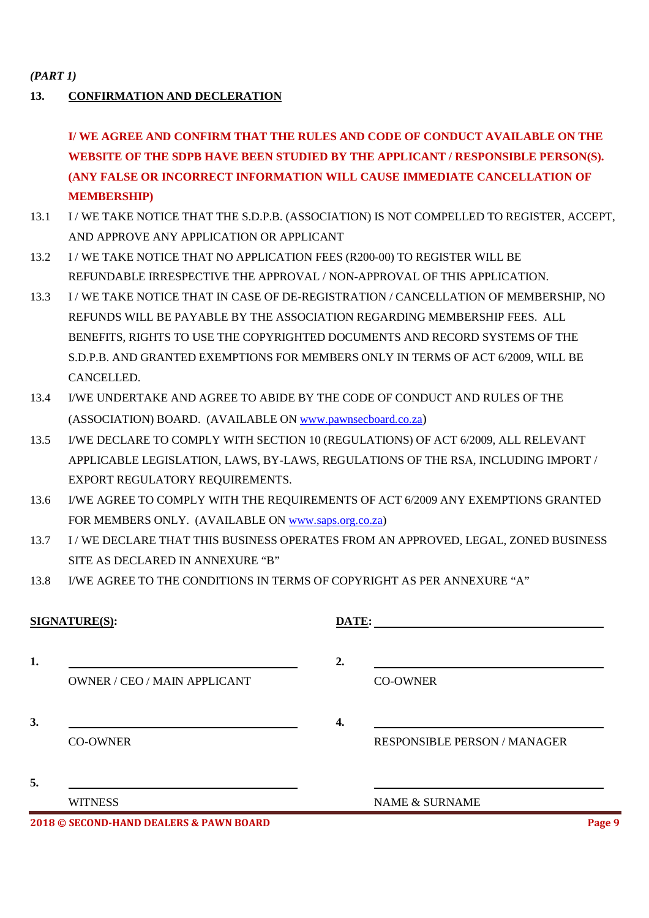*(PART 1)*

## 13. CONFIRMATION AND DECLERATION

**I/ WE AGREE AND CONFIRM THAT THE RULES AND CODE OF CONDUCT AVAILABLE ON THE WEBSITE OF THE SDPB HAVE BEEN STUDIED BY THE APPLICANT / RESPONSIBLE PERSON(S). (ANY FALSE OR INCORRECT INFORMATION WILL CAUSE IMMEDIATE CANCELLATION OF MEMBERSHIP)**

13.1 I / WE TAKE NOTICE THAT THE S.D.P.B. (ASSOCIATION) IS NOT COMPELLED TO REGISTER, ACCEPT, AND APPROVE ANY APPLICATION OR APPLICANT

13.2 I / WE TAKE NOTICE THAT NO APPLICATION FEES (R200-00) TO REGISTER WILL BE REFUNDABLE IRRESPECTIVE THE APPROVAL / NON-APPROVAL OF THIS APPLICATION.

13.3 I / WE TAKE NOTICE THAT IN CASE OF DE-REGISTRATION / CANCELLATION OF MEMBERSHIP, NO REFUNDS WILL BE PAYABLE BY THE ASSOCIATION REGARDING MEMBERSHIP FEES. ALL BENEFITS, RIGHTS TO USE THE COPYRIGHTED DOCUMENTS AND RECORD SYSTEMS OF THE S.D.P.B. AND GRANTED EXEMPTIONS FOR MEMBERS ONLY IN TERMS OF ACT 6/2009, WILL BE CANCELLED.

13.4 I/WE UNDERTAKE AND AGREE TO ABIDE BY THE CODE OF CONDUCT AND RULES OF THE (ASSOCIATION) BOARD. (AVAILABLE ON www.pawnsecboard.co.za)

13.5 I/WE DECLARE TO COMPLY WITH SECTION 10 (REGULATIONS) OF ACT 6/2009, ALL RELEVANT APPLICABLE LEGISLATION, LAWS, BY-LAWS, REGULATIONS OF THE RSA, INCLUDING IMPORT / EXPORT REGULATORY REQUIREMENTS.

13.6 I/WE AGREE TO COMPLY WITH THE REQUIREMENTS OF ACT 6/2009 ANY EXEMPTIONS GRANTED FOR MEMBERS ONLY. (AVAILABLE ON www.saps.org.co.za)

13.7 I / WE DECLARE THAT THIS BUSINESS OPERATES FROM AN APPROVED, LEGAL, ZONED BUSINESS SITE AS DECLARED IN ANNEXURE "B"

13.8 I/WE AGREE TO THE CONDITIONS IN TERMS OF COPYRIGHT AS PER ANNEXURE "A"

**SIGNATURE(S):** **DATE:** ______________________

**1.** ______________________
OWNER / CEO / MAIN APPLICANT

**2.** ______________________
CO-OWNER

**3.** ______________________
CO-OWNER

**4.** ______________________
RESPONSIBLE PERSON / MANAGER

**5.** ______________________
WITNESS

______________________
NAME & SURNAME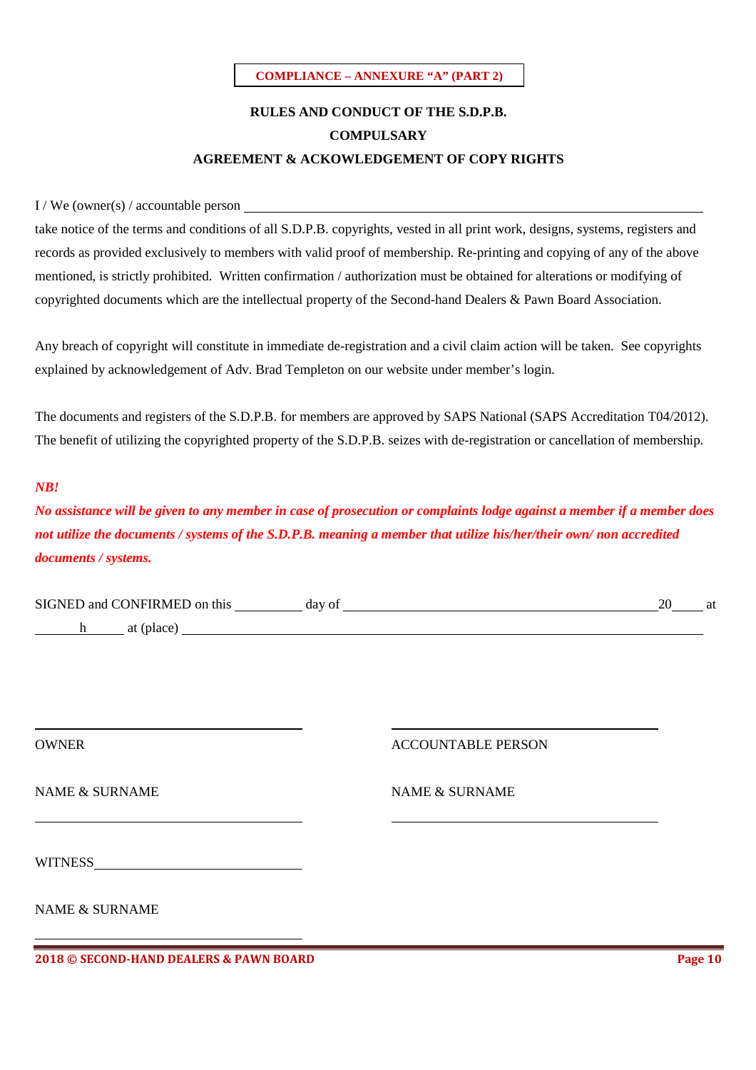**COMPLIANCE – ANNEXURE "A" (PART 2)**

**RULES AND CONDUCT OF THE S.D.P.B.**

**COMPULSARY**

**AGREEMENT & ACKOWLEDGEMENT OF COPY RIGHTS**

I / We (owner(s) / accountable person ______________________________________________

take notice of the terms and conditions of all S.D.P.B. copyrights, vested in all print work, designs, systems, registers and records as provided exclusively to members with valid proof of membership. Re-printing and copying of any of the above mentioned, is strictly prohibited. Written confirmation / authorization must be obtained for alterations or modifying of copyrighted documents which are the intellectual property of the Second-hand Dealers & Pawn Board Association.

Any breach of copyright will constitute in immediate de-registration and a civil claim action will be taken. See copyrights explained by acknowledgement of Adv. Brad Templeton on our website under member's login.

The documents and registers of the S.D.P.B. for members are approved by SAPS National (SAPS Accreditation T04/2012). The benefit of utilizing the copyrighted property of the S.D.P.B. seizes with de-registration or cancellation of membership.

***NB!***

***No assistance will be given to any member in case of prosecution or complaints lodge against a member if a member does not utilize the documents / systems of the S.D.P.B. meaning a member that utilize his/her/their own/ non accredited documents / systems.***

SIGNED and CONFIRMED on this __________ day of ______________________________ 20_____ at _______h______ at (place) ______________________________________________

______________________________
OWNER

NAME & SURNAME

______________________________

______________________________
ACCOUNTABLE PERSON

NAME & SURNAME

______________________________

WITNESS______________________________

NAME & SURNAME

______________________________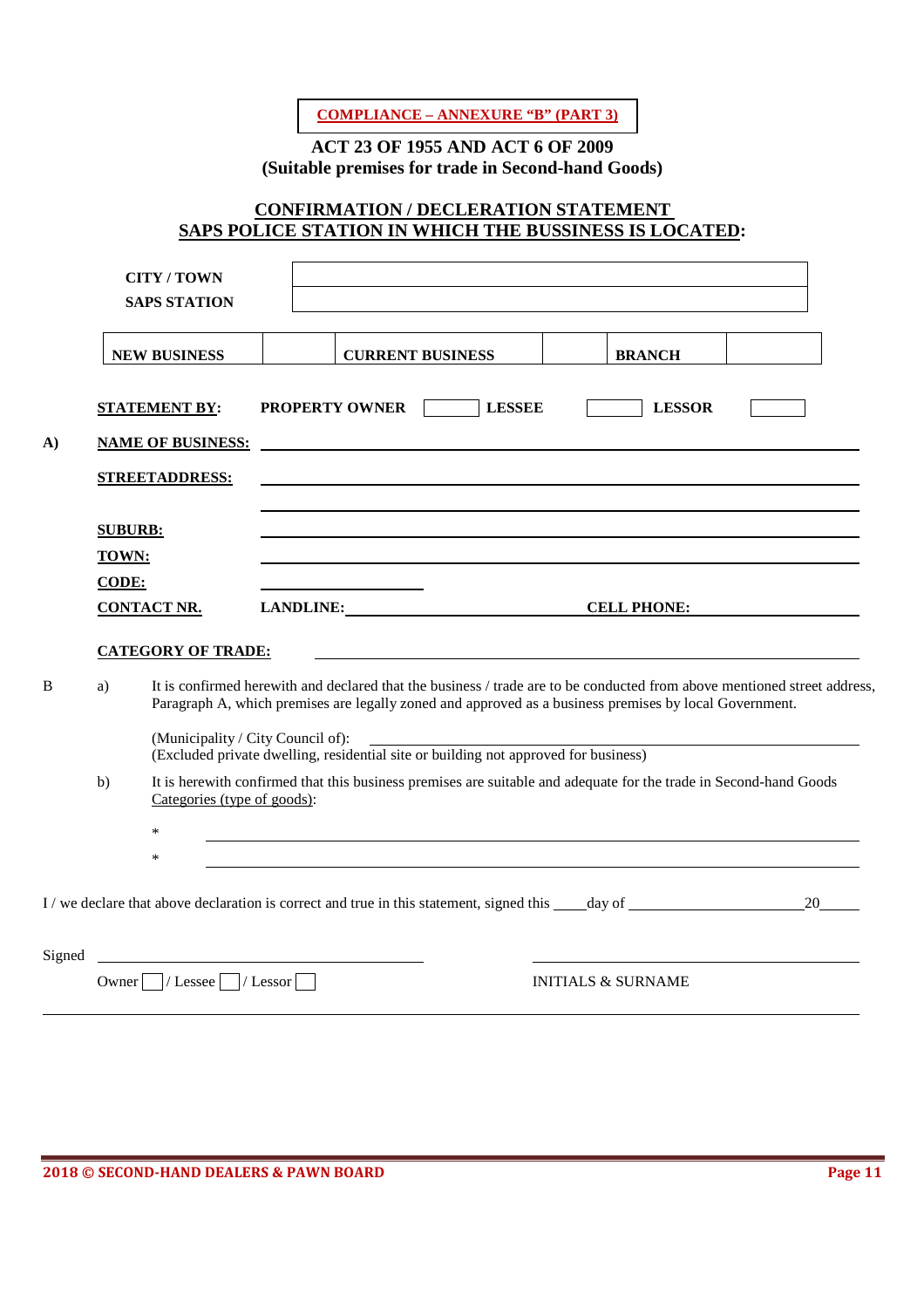**COMPLIANCE – ANNEXURE "B" (PART 3)**

**ACT 23 OF 1955 AND ACT 6 OF 2009**
**(Suitable premises for trade in Second-hand Goods)**

**CONFIRMATION / DECLERATION STATEMENT**
**SAPS POLICE STATION IN WHICH THE BUSSINESS IS LOCATED:**

| | |
|---|---|
| **CITY / TOWN** | |
| **SAPS STATION** | |

| | | | | | |
|---|---|---|---|---|---|
| **NEW BUSINESS** | | **CURRENT BUSINESS** | | **BRANCH** | |

**STATEMENT BY:** **PROPERTY OWNER** ☐ **LESSEE** ☐ **LESSOR** ☐

**A)** **NAME OF BUSINESS:** ______________________________

**STREETADDRESS:** ______________________________

______________________________

**SUBURB:** ______________________________

**TOWN:** ______________________________

**CODE:** ______________

**CONTACT NR.** **LANDLINE:** ______________ **CELL PHONE:** ______________

**CATEGORY OF TRADE:** ______________________________

B a) It is confirmed herewith and declared that the business / trade are to be conducted from above mentioned street address, Paragraph A, which premises are legally zoned and approved as a business premises by local Government.

(Municipality / City Council of): ______________________________
(Excluded private dwelling, residential site or building not approved for business)

b) It is herewith confirmed that this business premises are suitable and adequate for the trade in Second-hand Goods Categories (type of goods):

* ______________________________

* ______________________________

I / we declare that above declaration is correct and true in this statement, signed this ____day of ______________________20_____

Signed ______________________________ ______________________________

Owner ☐ / Lessee ☐ / Lessor ☐ INITIALS & SURNAME